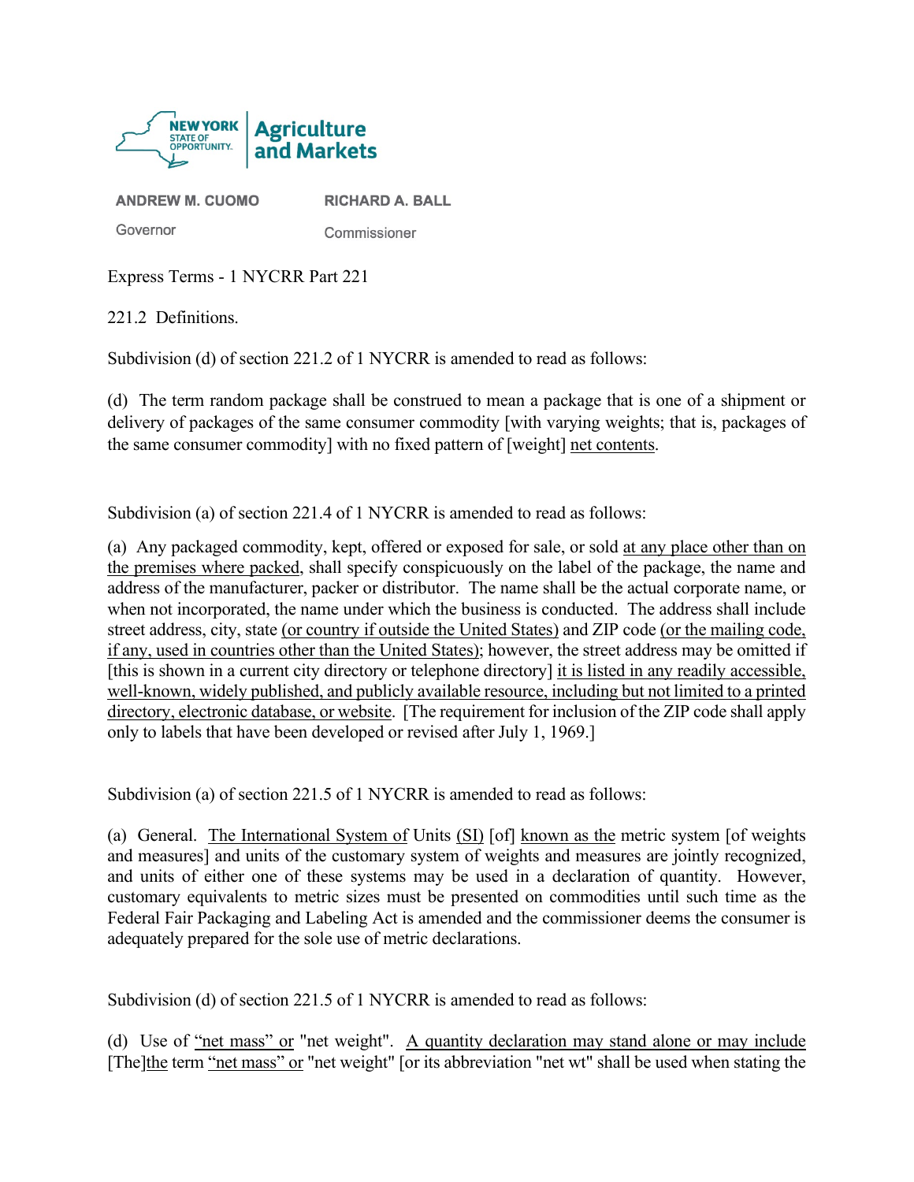NEW YORK STATE OF OPPORTUNITY. | Agriculture and Markets

**ANDREW M. CUOMO**
Governor

**RICHARD A. BALL**
Commissioner

Express Terms - 1 NYCRR Part 221

221.2 Definitions.

Subdivision (d) of section 221.2 of 1 NYCRR is amended to read as follows:

(d) The term random package shall be construed to mean a package that is one of a shipment or delivery of packages of the same consumer commodity [with varying weights; that is, packages of the same consumer commodity] with no fixed pattern of [weight] <u>net contents</u>.

Subdivision (a) of section 221.4 of 1 NYCRR is amended to read as follows:

(a) Any packaged commodity, kept, offered or exposed for sale, or sold <u>at any place other than on the premises where packed</u>, shall specify conspicuously on the label of the package, the name and address of the manufacturer, packer or distributor. The name shall be the actual corporate name, or when not incorporated, the name under which the business is conducted. The address shall include street address, city, state <u>(or country if outside the United States)</u> and ZIP code <u>(or the mailing code, if any, used in countries other than the United States)</u>; however, the street address may be omitted if [this is shown in a current city directory or telephone directory] <u>it is listed in any readily accessible, well-known, widely published, and publicly available resource, including but not limited to a printed directory, electronic database, or website</u>. [The requirement for inclusion of the ZIP code shall apply only to labels that have been developed or revised after July 1, 1969.]

Subdivision (a) of section 221.5 of 1 NYCRR is amended to read as follows:

(a) General. <u>The International System of</u> Units <u>(SI)</u> [of] <u>known as the</u> metric system [of weights and measures] and units of the customary system of weights and measures are jointly recognized, and units of either one of these systems may be used in a declaration of quantity. However, customary equivalents to metric sizes must be presented on commodities until such time as the Federal Fair Packaging and Labeling Act is amended and the commissioner deems the consumer is adequately prepared for the sole use of metric declarations.

Subdivision (d) of section 221.5 of 1 NYCRR is amended to read as follows:

(d) Use of <u>"net mass" or</u> "net weight". <u>A quantity declaration may stand alone or may include</u> [The]<u>the</u> term <u>"net mass" or</u> "net weight" [or its abbreviation "net wt" shall be used when stating the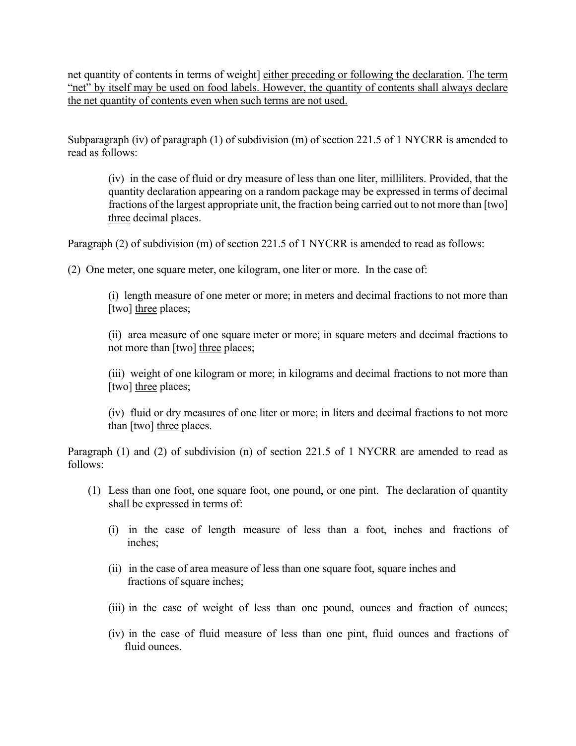net quantity of contents in terms of weight] <u>either preceding or following the declaration</u>. <u>The term "net" by itself may be used on food labels. However, the quantity of contents shall always declare the net quantity of contents even when such terms are not used.</u>

Subparagraph (iv) of paragraph (1) of subdivision (m) of section 221.5 of 1 NYCRR is amended to read as follows:

> (iv) in the case of fluid or dry measure of less than one liter, milliliters. Provided, that the quantity declaration appearing on a random package may be expressed in terms of decimal fractions of the largest appropriate unit, the fraction being carried out to not more than [two] <u>three</u> decimal places.

Paragraph (2) of subdivision (m) of section 221.5 of 1 NYCRR is amended to read as follows:

(2) One meter, one square meter, one kilogram, one liter or more. In the case of:

> (i) length measure of one meter or more; in meters and decimal fractions to not more than [two] <u>three</u> places;
>
> (ii) area measure of one square meter or more; in square meters and decimal fractions to not more than [two] <u>three</u> places;
>
> (iii) weight of one kilogram or more; in kilograms and decimal fractions to not more than [two] <u>three</u> places;
>
> (iv) fluid or dry measures of one liter or more; in liters and decimal fractions to not more than [two] <u>three</u> places.

Paragraph (1) and (2) of subdivision (n) of section 221.5 of 1 NYCRR are amended to read as follows:

(1) Less than one foot, one square foot, one pound, or one pint. The declaration of quantity shall be expressed in terms of:

> (i) in the case of length measure of less than a foot, inches and fractions of inches;
>
> (ii) in the case of area measure of less than one square foot, square inches and fractions of square inches;
>
> (iii) in the case of weight of less than one pound, ounces and fraction of ounces;
>
> (iv) in the case of fluid measure of less than one pint, fluid ounces and fractions of fluid ounces.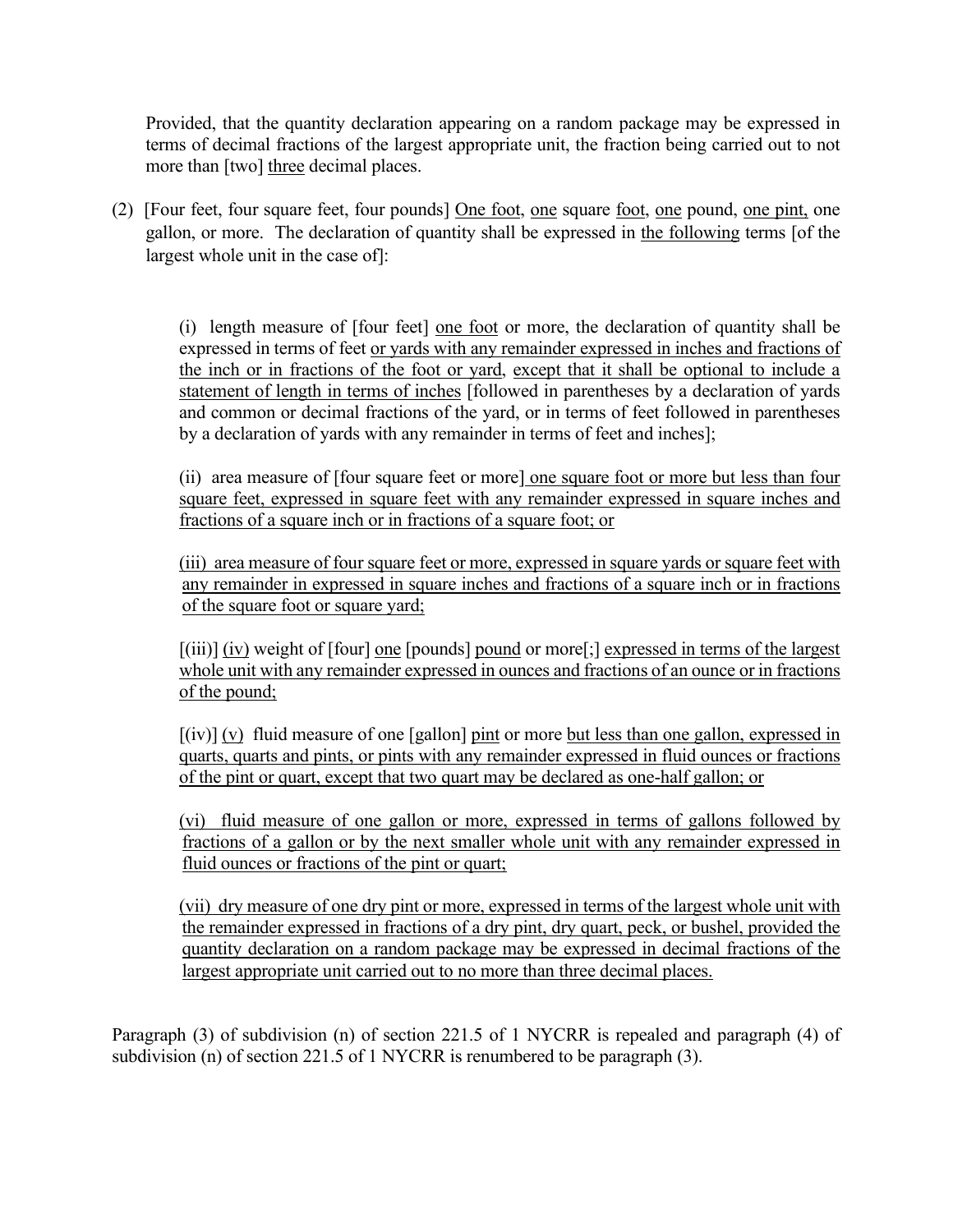Provided, that the quantity declaration appearing on a random package may be expressed in terms of decimal fractions of the largest appropriate unit, the fraction being carried out to not more than [two] <u>three</u> decimal places.

(2) [Four feet, four square feet, four pounds] <u>One foot</u>, <u>one</u> square <u>foot</u>, <u>one</u> pound, <u>one pint,</u> one gallon, or more. The declaration of quantity shall be expressed in <u>the following</u> terms [of the largest whole unit in the case of]:

> (i) length measure of [four feet] <u>one foot</u> or more, the declaration of quantity shall be expressed in terms of feet <u>or yards with any remainder expressed in inches and fractions of the inch or in fractions of the foot or yard</u>, <u>except that it shall be optional to include a statement of length in terms of inches</u> [followed in parentheses by a declaration of yards and common or decimal fractions of the yard, or in terms of feet followed in parentheses by a declaration of yards with any remainder in terms of feet and inches];
>
> (ii) area measure of [four square feet or more<u>] one square foot or more but less than four square feet, expressed in square feet with any remainder expressed in square inches and fractions of a square inch or in fractions of a square foot; or</u>
>
> <u>(iii) area measure of four square feet or more, expressed in square yards or square feet with any remainder in expressed in square inches and fractions of a square inch or in fractions of the square foot or square yard;</u>
>
> [(iii)] <u>(iv)</u> weight of [four] <u>one</u> [pounds] <u>pound</u> or more[;] <u>expressed in terms of the largest whole unit with any remainder expressed in ounces and fractions of an ounce or in fractions of the pound;</u>
>
> [(iv)] <u>(v)</u> fluid measure of one [gallon] <u>pint</u> or more <u>but less than one gallon, expressed in quarts, quarts and pints, or pints with any remainder expressed in fluid ounces or fractions of the pint or quart, except that two quart may be declared as one-half gallon; or</u>
>
> <u>(vi) fluid measure of one gallon or more, expressed in terms of gallons followed by fractions of a gallon or by the next smaller whole unit with any remainder expressed in fluid ounces or fractions of the pint or quart;</u>
>
> <u>(vii) dry measure of one dry pint or more, expressed in terms of the largest whole unit with the remainder expressed in fractions of a dry pint, dry quart, peck, or bushel, provided the quantity declaration on a random package may be expressed in decimal fractions of the largest appropriate unit carried out to no more than three decimal places.</u>

Paragraph (3) of subdivision (n) of section 221.5 of 1 NYCRR is repealed and paragraph (4) of subdivision (n) of section 221.5 of 1 NYCRR is renumbered to be paragraph (3).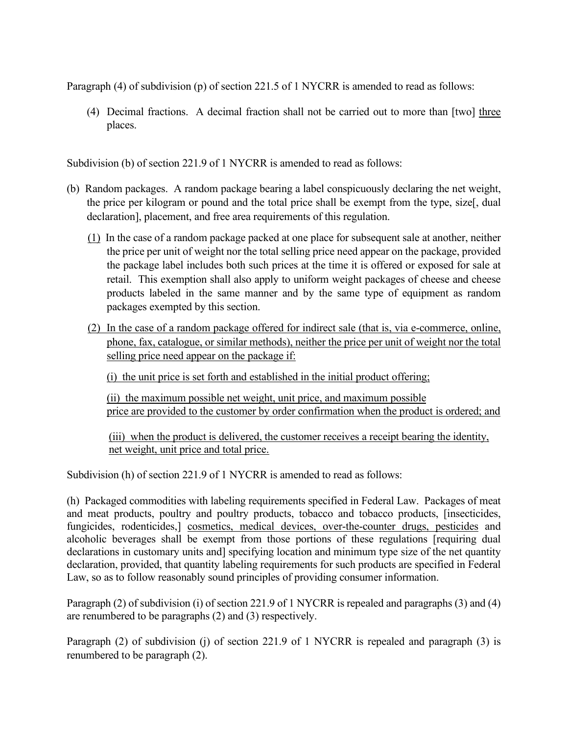Paragraph (4) of subdivision (p) of section 221.5 of 1 NYCRR is amended to read as follows:

(4) Decimal fractions. A decimal fraction shall not be carried out to more than [two] <u>three</u> places.

Subdivision (b) of section 221.9 of 1 NYCRR is amended to read as follows:

(b) Random packages. A random package bearing a label conspicuously declaring the net weight, the price per kilogram or pound and the total price shall be exempt from the type, size[, dual declaration], placement, and free area requirements of this regulation.

<u>(1)</u> In the case of a random package packed at one place for subsequent sale at another, neither the price per unit of weight nor the total selling price need appear on the package, provided the package label includes both such prices at the time it is offered or exposed for sale at retail. This exemption shall also apply to uniform weight packages of cheese and cheese products labeled in the same manner and by the same type of equipment as random packages exempted by this section.

<u>(2) In the case of a random package offered for indirect sale (that is, via e-commerce, online, phone, fax, catalogue, or similar methods), neither the price per unit of weight nor the total selling price need appear on the package if:</u>

<u>(i) the unit price is set forth and established in the initial product offering;</u>

<u>(ii) the maximum possible net weight, unit price, and maximum possible price are provided to the customer by order confirmation when the product is ordered; and</u>

<u>(iii) when the product is delivered, the customer receives a receipt bearing the identity, net weight, unit price and total price.</u>

Subdivision (h) of section 221.9 of 1 NYCRR is amended to read as follows:

(h) Packaged commodities with labeling requirements specified in Federal Law. Packages of meat and meat products, poultry and poultry products, tobacco and tobacco products, [insecticides, fungicides, rodenticides,] <u>cosmetics, medical devices, over-the-counter drugs, pesticides</u> and alcoholic beverages shall be exempt from those portions of these regulations [requiring dual declarations in customary units and] specifying location and minimum type size of the net quantity declaration, provided, that quantity labeling requirements for such products are specified in Federal Law, so as to follow reasonably sound principles of providing consumer information.

Paragraph (2) of subdivision (i) of section 221.9 of 1 NYCRR is repealed and paragraphs (3) and (4) are renumbered to be paragraphs (2) and (3) respectively.

Paragraph (2) of subdivision (j) of section 221.9 of 1 NYCRR is repealed and paragraph (3) is renumbered to be paragraph (2).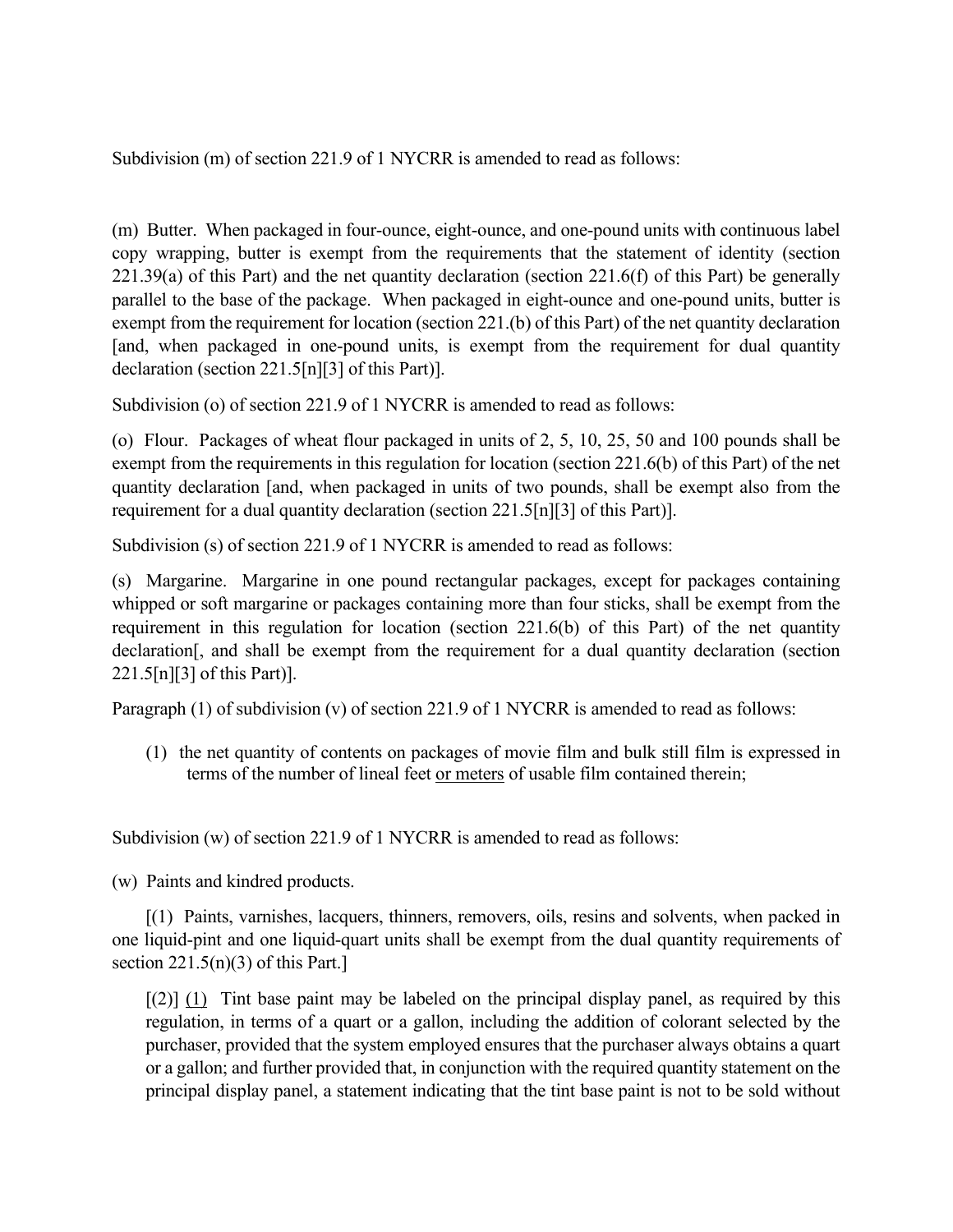Subdivision (m) of section 221.9 of 1 NYCRR is amended to read as follows:

(m) Butter. When packaged in four-ounce, eight-ounce, and one-pound units with continuous label copy wrapping, butter is exempt from the requirements that the statement of identity (section 221.39(a) of this Part) and the net quantity declaration (section 221.6(f) of this Part) be generally parallel to the base of the package. When packaged in eight-ounce and one-pound units, butter is exempt from the requirement for location (section 221.(b) of this Part) of the net quantity declaration [and, when packaged in one-pound units, is exempt from the requirement for dual quantity declaration (section 221.5[n][3] of this Part)].

Subdivision (o) of section 221.9 of 1 NYCRR is amended to read as follows:

(o) Flour. Packages of wheat flour packaged in units of 2, 5, 10, 25, 50 and 100 pounds shall be exempt from the requirements in this regulation for location (section 221.6(b) of this Part) of the net quantity declaration [and, when packaged in units of two pounds, shall be exempt also from the requirement for a dual quantity declaration (section 221.5[n][3] of this Part)].

Subdivision (s) of section 221.9 of 1 NYCRR is amended to read as follows:

(s) Margarine. Margarine in one pound rectangular packages, except for packages containing whipped or soft margarine or packages containing more than four sticks, shall be exempt from the requirement in this regulation for location (section 221.6(b) of this Part) of the net quantity declaration[, and shall be exempt from the requirement for a dual quantity declaration (section 221.5[n][3] of this Part)].

Paragraph (1) of subdivision (v) of section 221.9 of 1 NYCRR is amended to read as follows:

(1) the net quantity of contents on packages of movie film and bulk still film is expressed in terms of the number of lineal feet <u>or meters</u> of usable film contained therein;

Subdivision (w) of section 221.9 of 1 NYCRR is amended to read as follows:

(w) Paints and kindred products.

[(1) Paints, varnishes, lacquers, thinners, removers, oils, resins and solvents, when packed in one liquid-pint and one liquid-quart units shall be exempt from the dual quantity requirements of section 221.5(n)(3) of this Part.]

[(2)] <u>(1)</u> Tint base paint may be labeled on the principal display panel, as required by this regulation, in terms of a quart or a gallon, including the addition of colorant selected by the purchaser, provided that the system employed ensures that the purchaser always obtains a quart or a gallon; and further provided that, in conjunction with the required quantity statement on the principal display panel, a statement indicating that the tint base paint is not to be sold without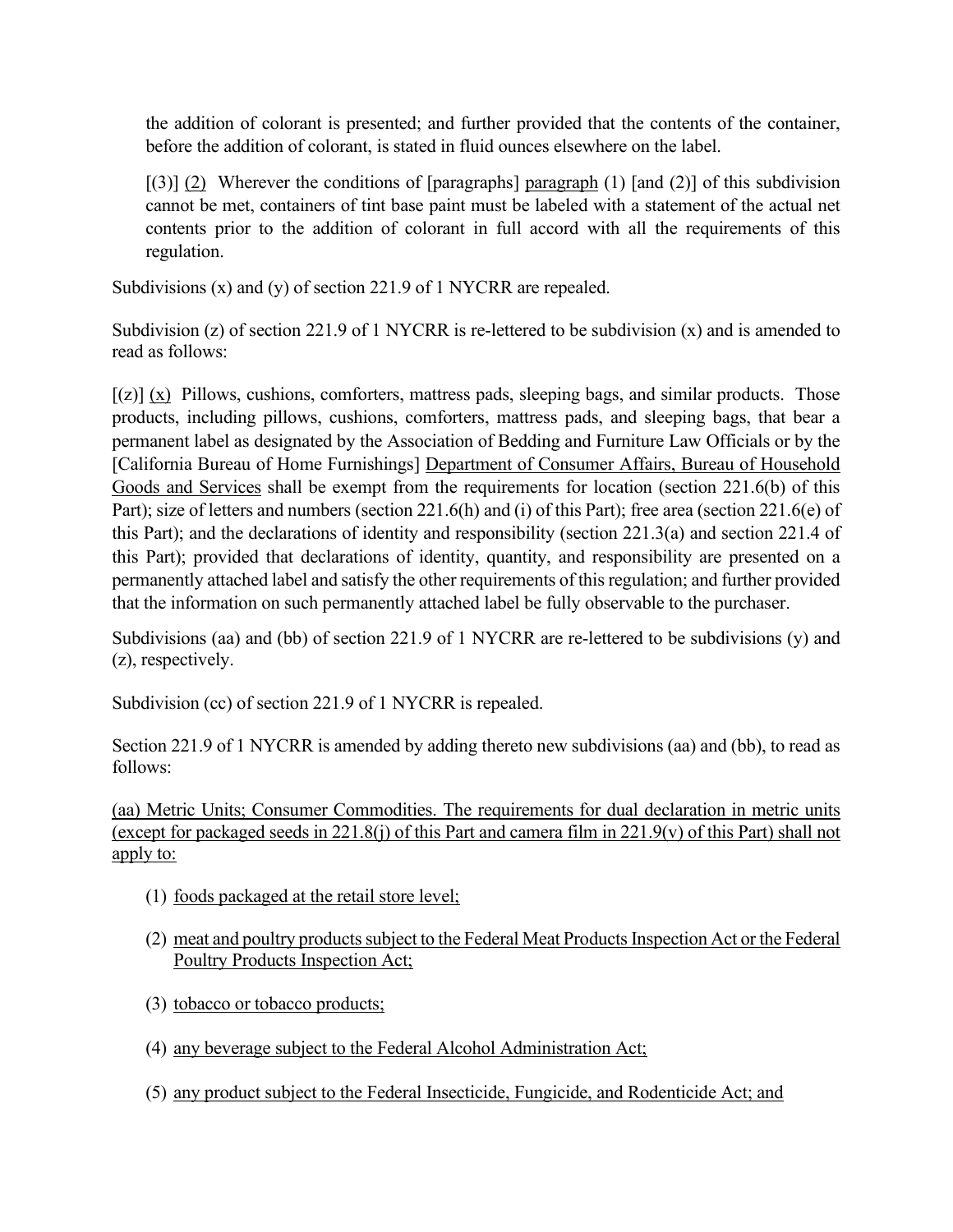the addition of colorant is presented; and further provided that the contents of the container, before the addition of colorant, is stated in fluid ounces elsewhere on the label.

[(3)] <u>(2)</u> Wherever the conditions of [paragraphs] <u>paragraph</u> (1) [and (2)] of this subdivision cannot be met, containers of tint base paint must be labeled with a statement of the actual net contents prior to the addition of colorant in full accord with all the requirements of this regulation.

Subdivisions (x) and (y) of section 221.9 of 1 NYCRR are repealed.

Subdivision (z) of section 221.9 of 1 NYCRR is re-lettered to be subdivision (x) and is amended to read as follows:

[(z)] <u>(x)</u> Pillows, cushions, comforters, mattress pads, sleeping bags, and similar products. Those products, including pillows, cushions, comforters, mattress pads, and sleeping bags, that bear a permanent label as designated by the Association of Bedding and Furniture Law Officials or by the [California Bureau of Home Furnishings] <u>Department of Consumer Affairs, Bureau of Household Goods and Services</u> shall be exempt from the requirements for location (section 221.6(b) of this Part); size of letters and numbers (section 221.6(h) and (i) of this Part); free area (section 221.6(e) of this Part); and the declarations of identity and responsibility (section 221.3(a) and section 221.4 of this Part); provided that declarations of identity, quantity, and responsibility are presented on a permanently attached label and satisfy the other requirements of this regulation; and further provided that the information on such permanently attached label be fully observable to the purchaser.

Subdivisions (aa) and (bb) of section 221.9 of 1 NYCRR are re-lettered to be subdivisions (y) and (z), respectively.

Subdivision (cc) of section 221.9 of 1 NYCRR is repealed.

Section 221.9 of 1 NYCRR is amended by adding thereto new subdivisions (aa) and (bb), to read as follows:

<u>(aa) Metric Units; Consumer Commodities. The requirements for dual declaration in metric units (except for packaged seeds in 221.8(j) of this Part and camera film in 221.9(v) of this Part) shall not apply to:</u>

(1) <u>foods packaged at the retail store level;</u>

(2) <u>meat and poultry products subject to the Federal Meat Products Inspection Act or the Federal Poultry Products Inspection Act;</u>

(3) <u>tobacco or tobacco products;</u>

(4) <u>any beverage subject to the Federal Alcohol Administration Act;</u>

(5) <u>any product subject to the Federal Insecticide, Fungicide, and Rodenticide Act; and</u>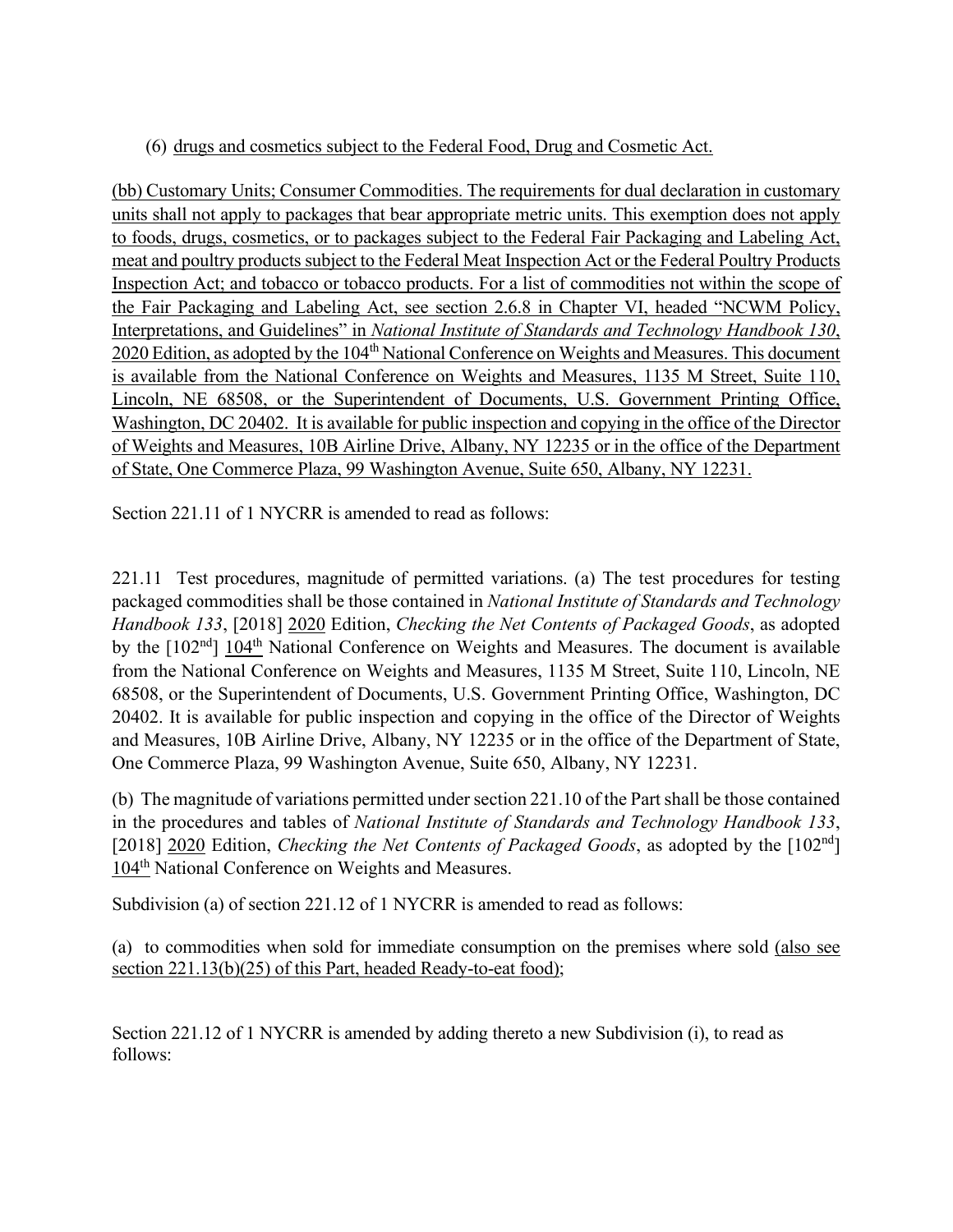(6) drugs and cosmetics subject to the Federal Food, Drug and Cosmetic Act.

(bb) Customary Units; Consumer Commodities. The requirements for dual declaration in customary units shall not apply to packages that bear appropriate metric units. This exemption does not apply to foods, drugs, cosmetics, or to packages subject to the Federal Fair Packaging and Labeling Act, meat and poultry products subject to the Federal Meat Inspection Act or the Federal Poultry Products Inspection Act; and tobacco or tobacco products. For a list of commodities not within the scope of the Fair Packaging and Labeling Act, see section 2.6.8 in Chapter VI, headed "NCWM Policy, Interpretations, and Guidelines" in *National Institute of Standards and Technology Handbook 130*, 2020 Edition, as adopted by the 104th National Conference on Weights and Measures. This document is available from the National Conference on Weights and Measures, 1135 M Street, Suite 110, Lincoln, NE 68508, or the Superintendent of Documents, U.S. Government Printing Office, Washington, DC 20402. It is available for public inspection and copying in the office of the Director of Weights and Measures, 10B Airline Drive, Albany, NY 12235 or in the office of the Department of State, One Commerce Plaza, 99 Washington Avenue, Suite 650, Albany, NY 12231.

Section 221.11 of 1 NYCRR is amended to read as follows:

221.11 Test procedures, magnitude of permitted variations. (a) The test procedures for testing packaged commodities shall be those contained in *National Institute of Standards and Technology Handbook 133*, [2018] 2020 Edition, *Checking the Net Contents of Packaged Goods*, as adopted by the [102nd] 104th National Conference on Weights and Measures. The document is available from the National Conference on Weights and Measures, 1135 M Street, Suite 110, Lincoln, NE 68508, or the Superintendent of Documents, U.S. Government Printing Office, Washington, DC 20402. It is available for public inspection and copying in the office of the Director of Weights and Measures, 10B Airline Drive, Albany, NY 12235 or in the office of the Department of State, One Commerce Plaza, 99 Washington Avenue, Suite 650, Albany, NY 12231.

(b) The magnitude of variations permitted under section 221.10 of the Part shall be those contained in the procedures and tables of *National Institute of Standards and Technology Handbook 133*, [2018] 2020 Edition, *Checking the Net Contents of Packaged Goods*, as adopted by the [102nd] 104th National Conference on Weights and Measures.

Subdivision (a) of section 221.12 of 1 NYCRR is amended to read as follows:

(a) to commodities when sold for immediate consumption on the premises where sold (also see section 221.13(b)(25) of this Part, headed Ready-to-eat food);

Section 221.12 of 1 NYCRR is amended by adding thereto a new Subdivision (i), to read as follows: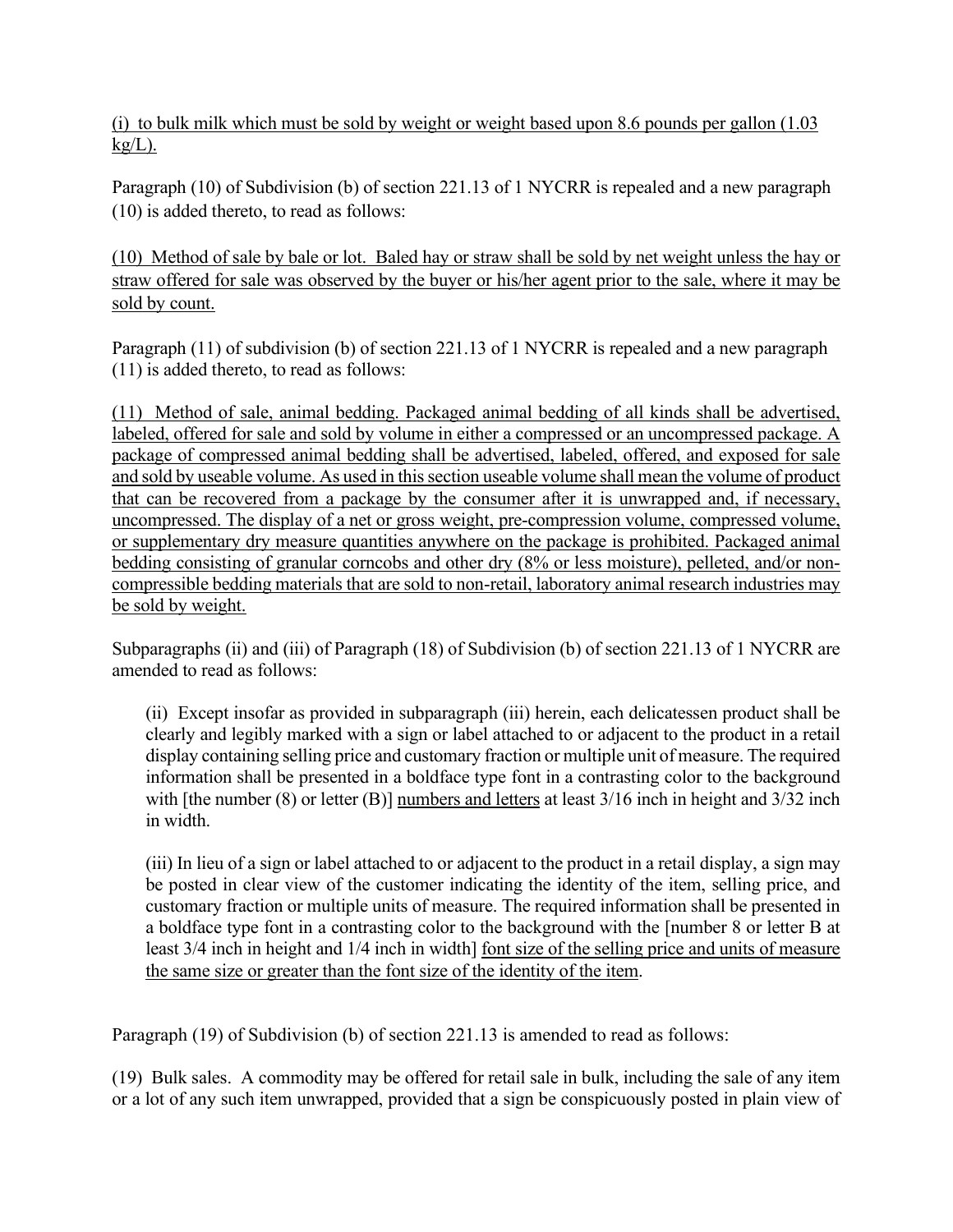(i) to bulk milk which must be sold by weight or weight based upon 8.6 pounds per gallon (1.03 kg/L).

Paragraph (10) of Subdivision (b) of section 221.13 of 1 NYCRR is repealed and a new paragraph (10) is added thereto, to read as follows:

(10) Method of sale by bale or lot. Baled hay or straw shall be sold by net weight unless the hay or straw offered for sale was observed by the buyer or his/her agent prior to the sale, where it may be sold by count.

Paragraph (11) of subdivision (b) of section 221.13 of 1 NYCRR is repealed and a new paragraph (11) is added thereto, to read as follows:

(11) Method of sale, animal bedding. Packaged animal bedding of all kinds shall be advertised, labeled, offered for sale and sold by volume in either a compressed or an uncompressed package. A package of compressed animal bedding shall be advertised, labeled, offered, and exposed for sale and sold by useable volume. As used in this section useable volume shall mean the volume of product that can be recovered from a package by the consumer after it is unwrapped and, if necessary, uncompressed. The display of a net or gross weight, pre-compression volume, compressed volume, or supplementary dry measure quantities anywhere on the package is prohibited. Packaged animal bedding consisting of granular corncobs and other dry (8% or less moisture), pelleted, and/or non-compressible bedding materials that are sold to non-retail, laboratory animal research industries may be sold by weight.

Subparagraphs (ii) and (iii) of Paragraph (18) of Subdivision (b) of section 221.13 of 1 NYCRR are amended to read as follows:

> (ii) Except insofar as provided in subparagraph (iii) herein, each delicatessen product shall be clearly and legibly marked with a sign or label attached to or adjacent to the product in a retail display containing selling price and customary fraction or multiple unit of measure. The required information shall be presented in a boldface type font in a contrasting color to the background with [the number (8) or letter (B)] numbers and letters at least 3/16 inch in height and 3/32 inch in width.
>
> (iii) In lieu of a sign or label attached to or adjacent to the product in a retail display, a sign may be posted in clear view of the customer indicating the identity of the item, selling price, and customary fraction or multiple units of measure. The required information shall be presented in a boldface type font in a contrasting color to the background with the [number 8 or letter B at least 3/4 inch in height and 1/4 inch in width] font size of the selling price and units of measure the same size or greater than the font size of the identity of the item.

Paragraph (19) of Subdivision (b) of section 221.13 is amended to read as follows:

(19) Bulk sales. A commodity may be offered for retail sale in bulk, including the sale of any item or a lot of any such item unwrapped, provided that a sign be conspicuously posted in plain view of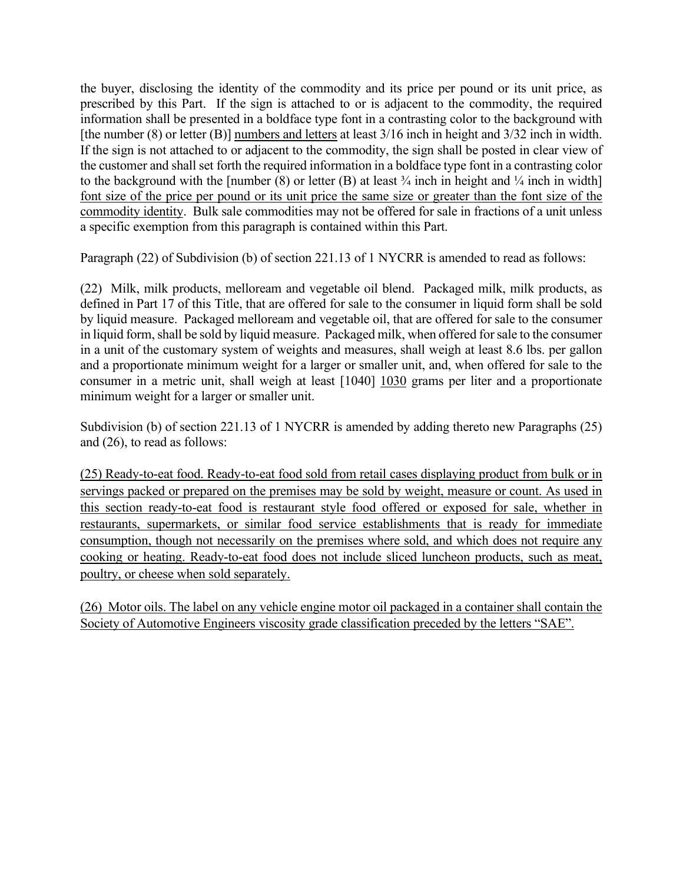the buyer, disclosing the identity of the commodity and its price per pound or its unit price, as prescribed by this Part. If the sign is attached to or is adjacent to the commodity, the required information shall be presented in a boldface type font in a contrasting color to the background with [the number (8) or letter (B)] <u>numbers and letters</u> at least 3/16 inch in height and 3/32 inch in width. If the sign is not attached to or adjacent to the commodity, the sign shall be posted in clear view of the customer and shall set forth the required information in a boldface type font in a contrasting color to the background with the [number (8) or letter (B) at least ¾ inch in height and ¼ inch in width] <u>font size of the price per pound or its unit price the same size or greater than the font size of the commodity identity</u>. Bulk sale commodities may not be offered for sale in fractions of a unit unless a specific exemption from this paragraph is contained within this Part.

Paragraph (22) of Subdivision (b) of section 221.13 of 1 NYCRR is amended to read as follows:

(22) Milk, milk products, melloream and vegetable oil blend. Packaged milk, milk products, as defined in Part 17 of this Title, that are offered for sale to the consumer in liquid form shall be sold by liquid measure. Packaged melloream and vegetable oil, that are offered for sale to the consumer in liquid form, shall be sold by liquid measure. Packaged milk, when offered for sale to the consumer in a unit of the customary system of weights and measures, shall weigh at least 8.6 lbs. per gallon and a proportionate minimum weight for a larger or smaller unit, and, when offered for sale to the consumer in a metric unit, shall weigh at least [1040] <u>1030</u> grams per liter and a proportionate minimum weight for a larger or smaller unit.

Subdivision (b) of section 221.13 of 1 NYCRR is amended by adding thereto new Paragraphs (25) and (26), to read as follows:

<u>(25) Ready-to-eat food. Ready-to-eat food sold from retail cases displaying product from bulk or in servings packed or prepared on the premises may be sold by weight, measure or count. As used in this section ready-to-eat food is restaurant style food offered or exposed for sale, whether in restaurants, supermarkets, or similar food service establishments that is ready for immediate consumption, though not necessarily on the premises where sold, and which does not require any cooking or heating. Ready-to-eat food does not include sliced luncheon products, such as meat, poultry, or cheese when sold separately.</u>

<u>(26) Motor oils. The label on any vehicle engine motor oil packaged in a container shall contain the Society of Automotive Engineers viscosity grade classification preceded by the letters "SAE".</u>